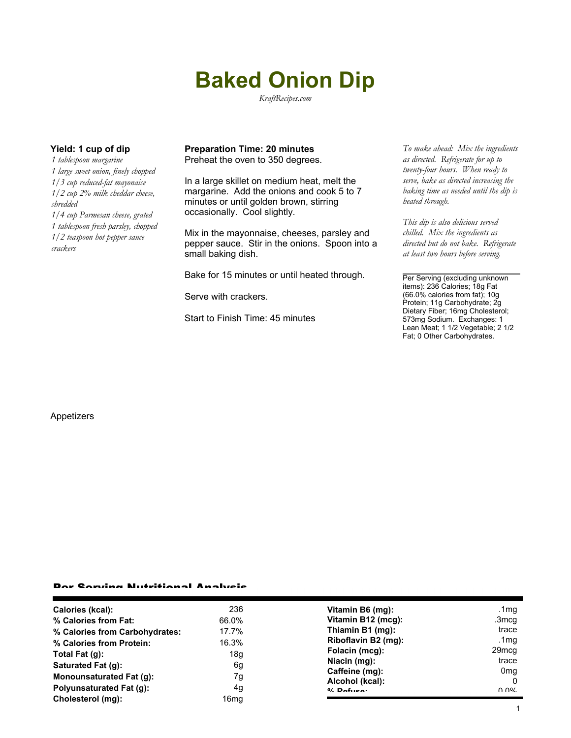# Baked Onion Dip

*KraftRecipes.com*

**Yield: 1 cup of dip**

*1 tablespoon margarine*
*1 large sweet onion, finely chopped*
*1/3 cup reduced-fat mayonaise*
*1/2 cup 2% milk cheddar cheese, shredded*
*1/4 cup Parmesan cheese, grated*
*1 tablespoon fresh parsley, chopped*
*1/2 teaspoon hot pepper sauce*
*crackers*

**Preparation Time: 20 minutes**

Preheat the oven to 350 degrees.

In a large skillet on medium heat, melt the margarine. Add the onions and cook 5 to 7 minutes or until golden brown, stirring occasionally. Cool slightly.

Mix in the mayonnaise, cheeses, parsley and pepper sauce. Stir in the onions. Spoon into a small baking dish.

Bake for 15 minutes or until heated through.

Serve with crackers.

Start to Finish Time: 45 minutes

*To make ahead: Mix the ingredients as directed. Refrigerate for up to twenty-four hours. When ready to serve, bake as directed increasing the baking time as needed until the dip is heated through.*

*This dip is also delicious served chilled. Mix the ingredients as directed but do not bake. Refrigerate at least two hours before serving.*

Per Serving (excluding unknown items): 236 Calories; 18g Fat (66.0% calories from fat); 10g Protein; 11g Carbohydrate; 2g Dietary Fiber; 16mg Cholesterol; 573mg Sodium. Exchanges: 1 Lean Meat; 1 1/2 Vegetable; 2 1/2 Fat; 0 Other Carbohydrates.

Appetizers

## Per Serving Nutritional Analysis

| | | | |
|---|---|---|---|
| **Calories (kcal):** | 236 | **Vitamin B6 (mg):** | .1mg |
| **% Calories from Fat:** | 66.0% | **Vitamin B12 (mcg):** | .3mcg |
| **% Calories from Carbohydrates:** | 17.7% | **Thiamin B1 (mg):** | trace |
| **% Calories from Protein:** | 16.3% | **Riboflavin B2 (mg):** | .1mg |
| **Total Fat (g):** | 18g | **Folacin (mcg):** | 29mcg |
| **Saturated Fat (g):** | 6g | **Niacin (mg):** | trace |
| **Monounsaturated Fat (g):** | 7g | **Caffeine (mg):** | 0mg |
| **Polyunsaturated Fat (g):** | 4g | **Alcohol (kcal):** | 0 |
| **Cholesterol (mg):** | 16mg | **% Refuse:** | 0.0% |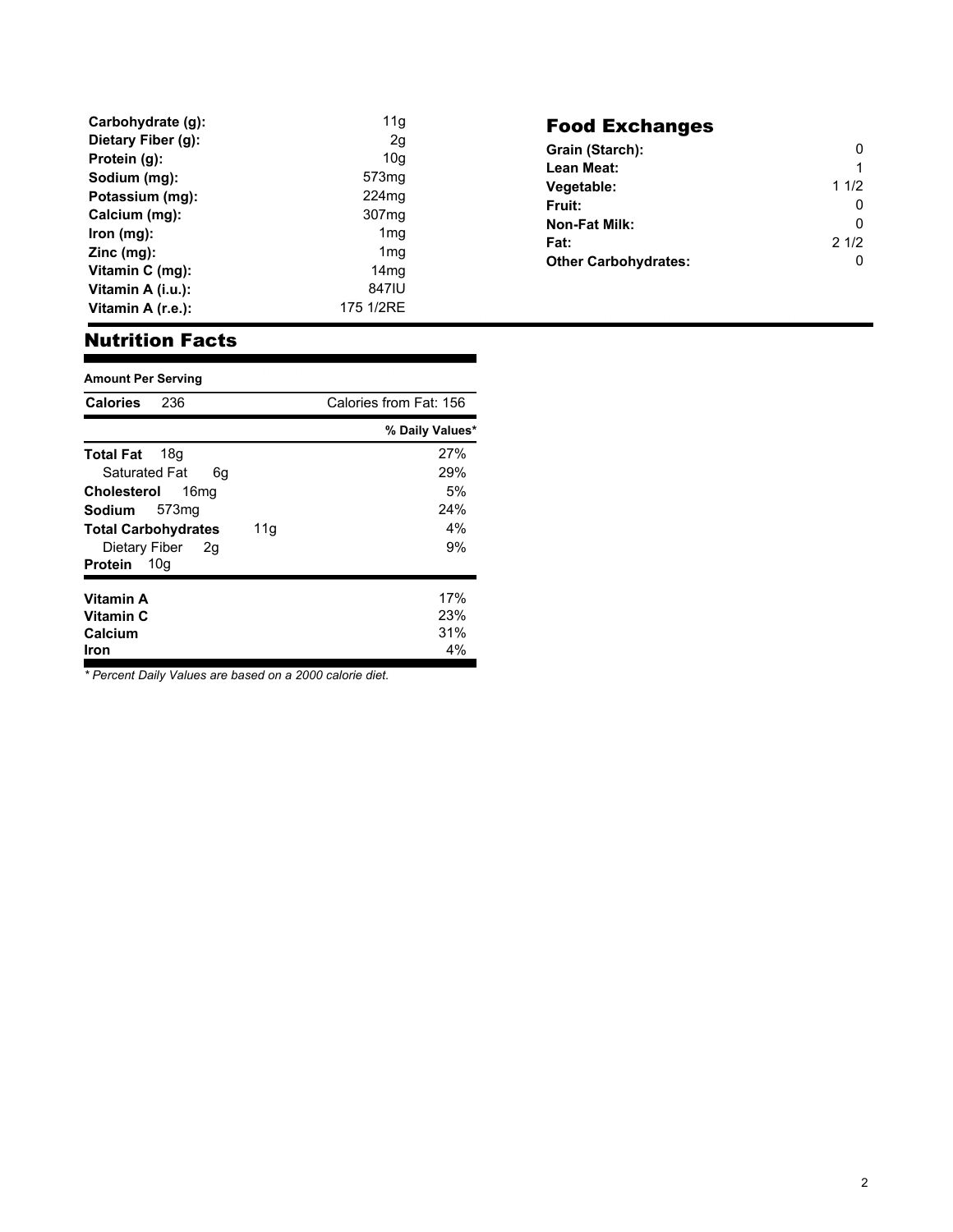| | |
|---|---|
| **Carbohydrate (g):** | 11g |
| **Dietary Fiber (g):** | 2g |
| **Protein (g):** | 10g |
| **Sodium (mg):** | 573mg |
| **Potassium (mg):** | 224mg |
| **Calcium (mg):** | 307mg |
| **Iron (mg):** | 1mg |
| **Zinc (mg):** | 1mg |
| **Vitamin C (mg):** | 14mg |
| **Vitamin A (i.u.):** | 847IU |
| **Vitamin A (r.e.):** | 175 1/2RE |

## Food Exchanges

| | |
|---|---|
| **Grain (Starch):** | 0 |
| **Lean Meat:** | 1 |
| **Vegetable:** | 1 1/2 |
| **Fruit:** | 0 |
| **Non-Fat Milk:** | 0 |
| **Fat:** | 2 1/2 |
| **Other Carbohydrates:** | 0 |

## Nutrition Facts

**Amount Per Serving**

| | |
|---|---|
| **Calories** 236 | Calories from Fat: 156 |
| | **% Daily Values*** |
| **Total Fat** 18g | 27% |
| Saturated Fat 6g | 29% |
| **Cholesterol** 16mg | 5% |
| **Sodium** 573mg | 24% |
| **Total Carbohydrates** 11g | 4% |
| Dietary Fiber 2g | 9% |
| **Protein** 10g | |
| **Vitamin A** | 17% |
| **Vitamin C** | 23% |
| **Calcium** | 31% |
| **Iron** | 4% |

*\* Percent Daily Values are based on a 2000 calorie diet.*